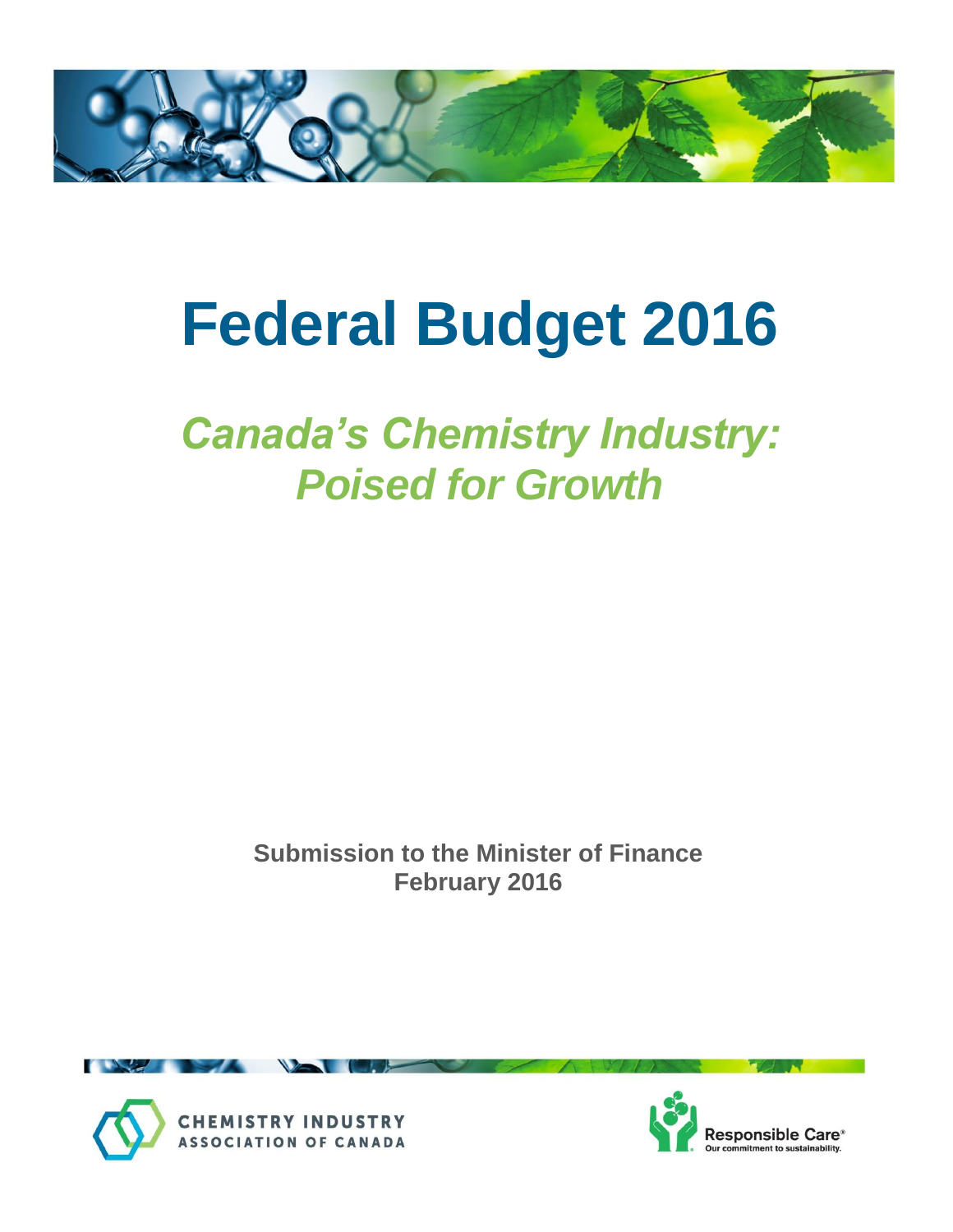# Federal Budget 2016

## *Canada's Chemistry Industry: Poised for Growth*

**Submission to the Minister of Finance**
**February 2016**

CHEMISTRY INDUSTRY ASSOCIATION OF CANADA

Responsible Care®
Our commitment to sustainability.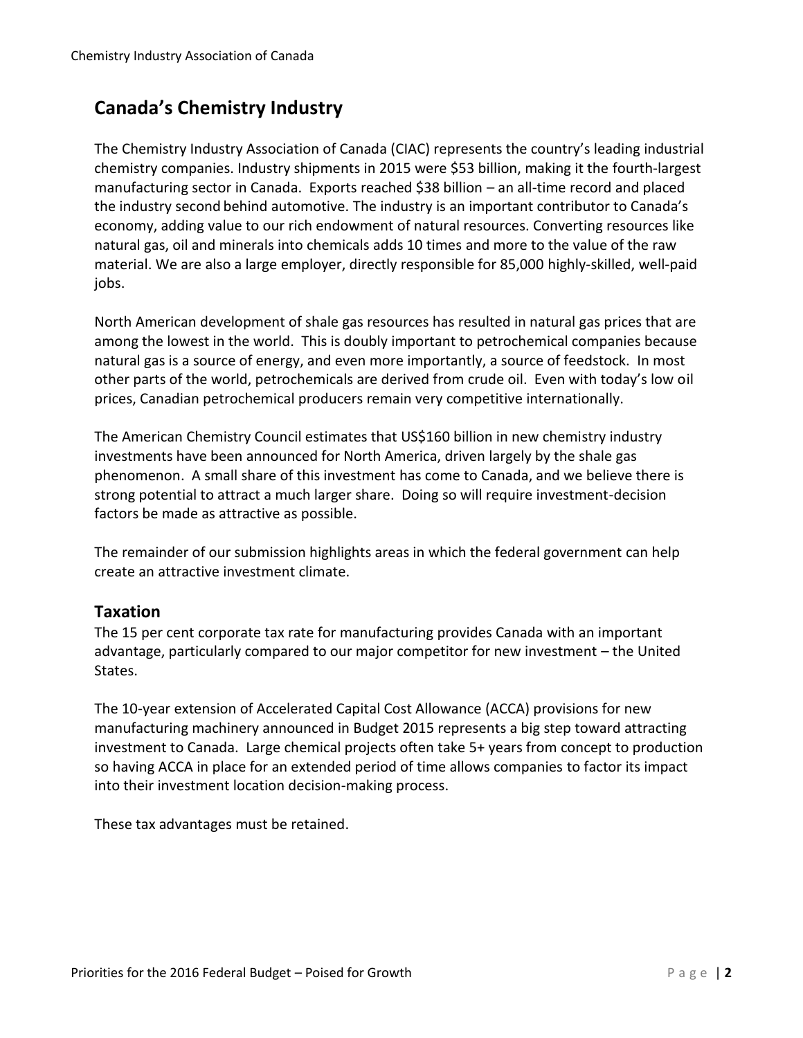## Canada's Chemistry Industry

The Chemistry Industry Association of Canada (CIAC) represents the country's leading industrial chemistry companies. Industry shipments in 2015 were $53 billion, making it the fourth-largest manufacturing sector in Canada. Exports reached $38 billion – an all-time record and placed the industry second behind automotive. The industry is an important contributor to Canada's economy, adding value to our rich endowment of natural resources. Converting resources like natural gas, oil and minerals into chemicals adds 10 times and more to the value of the raw material. We are also a large employer, directly responsible for 85,000 highly-skilled, well-paid jobs.

North American development of shale gas resources has resulted in natural gas prices that are among the lowest in the world. This is doubly important to petrochemical companies because natural gas is a source of energy, and even more importantly, a source of feedstock. In most other parts of the world, petrochemicals are derived from crude oil. Even with today's low oil prices, Canadian petrochemical producers remain very competitive internationally.

The American Chemistry Council estimates that US$160 billion in new chemistry industry investments have been announced for North America, driven largely by the shale gas phenomenon. A small share of this investment has come to Canada, and we believe there is strong potential to attract a much larger share. Doing so will require investment-decision factors be made as attractive as possible.

The remainder of our submission highlights areas in which the federal government can help create an attractive investment climate.

### Taxation

The 15 per cent corporate tax rate for manufacturing provides Canada with an important advantage, particularly compared to our major competitor for new investment – the United States.

The 10-year extension of Accelerated Capital Cost Allowance (ACCA) provisions for new manufacturing machinery announced in Budget 2015 represents a big step toward attracting investment to Canada. Large chemical projects often take 5+ years from concept to production so having ACCA in place for an extended period of time allows companies to factor its impact into their investment location decision-making process.

These tax advantages must be retained.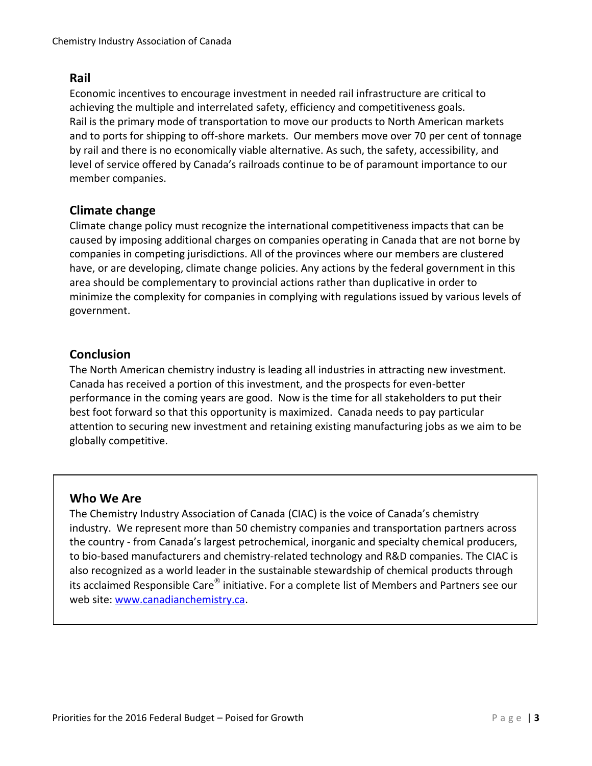## Rail

Economic incentives to encourage investment in needed rail infrastructure are critical to achieving the multiple and interrelated safety, efficiency and competitiveness goals. Rail is the primary mode of transportation to move our products to North American markets and to ports for shipping to off-shore markets. Our members move over 70 per cent of tonnage by rail and there is no economically viable alternative. As such, the safety, accessibility, and level of service offered by Canada's railroads continue to be of paramount importance to our member companies.

## Climate change

Climate change policy must recognize the international competitiveness impacts that can be caused by imposing additional charges on companies operating in Canada that are not borne by companies in competing jurisdictions. All of the provinces where our members are clustered have, or are developing, climate change policies. Any actions by the federal government in this area should be complementary to provincial actions rather than duplicative in order to minimize the complexity for companies in complying with regulations issued by various levels of government.

## Conclusion

The North American chemistry industry is leading all industries in attracting new investment. Canada has received a portion of this investment, and the prospects for even-better performance in the coming years are good. Now is the time for all stakeholders to put their best foot forward so that this opportunity is maximized. Canada needs to pay particular attention to securing new investment and retaining existing manufacturing jobs as we aim to be globally competitive.

## Who We Are

The Chemistry Industry Association of Canada (CIAC) is the voice of Canada's chemistry industry. We represent more than 50 chemistry companies and transportation partners across the country - from Canada's largest petrochemical, inorganic and specialty chemical producers, to bio-based manufacturers and chemistry-related technology and R&D companies. The CIAC is also recognized as a world leader in the sustainable stewardship of chemical products through its acclaimed Responsible Care® initiative. For a complete list of Members and Partners see our web site: [www.canadianchemistry.ca](http://www.canadianchemistry.ca).